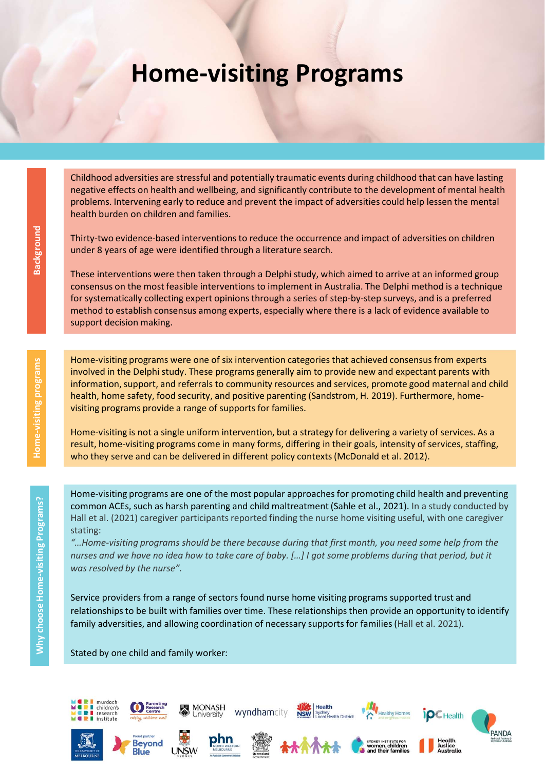# Home-visiting Programs

## Background

Childhood adversities are stressful and potentially traumatic events during childhood that can have lasting negative effects on health and wellbeing, and significantly contribute to the development of mental health problems. Intervening early to reduce and prevent the impact of adversities could help lessen the mental health burden on children and families.

Thirty-two evidence-based interventions to reduce the occurrence and impact of adversities on children under 8 years of age were identified through a literature search.

These interventions were then taken through a Delphi study, which aimed to arrive at an informed group consensus on the most feasible interventions to implement in Australia. The Delphi method is a technique for systematically collecting expert opinions through a series of step-by-step surveys, and is a preferred method to establish consensus among experts, especially where there is a lack of evidence available to support decision making.

## Home-visiting programs

Home-visiting programs were one of six intervention categories that achieved consensus from experts involved in the Delphi study. These programs generally aim to provide new and expectant parents with information, support, and referrals to community resources and services, promote good maternal and child health, home safety, food security, and positive parenting (Sandstrom, H. 2019). Furthermore, home-visiting programs provide a range of supports for families.

Home-visiting is not a single uniform intervention, but a strategy for delivering a variety of services. As a result, home-visiting programs come in many forms, differing in their goals, intensity of services, staffing, who they serve and can be delivered in different policy contexts (McDonald et al. 2012).

## Why choose Home-visiting Programs?

Home-visiting programs are one of the most popular approaches for promoting child health and preventing common ACEs, such as harsh parenting and child maltreatment (Sahle et al., 2021). In a study conducted by Hall et al. (2021) caregiver participants reported finding the nurse home visiting useful, with one caregiver stating:

*"…Home-visiting programs should be there because during that first month, you need some help from the nurses and we have no idea how to take care of baby. […] I got some problems during that period, but it was resolved by the nurse".*

Service providers from a range of sectors found nurse home visiting programs supported trust and relationships to be built with families over time. These relationships then provide an opportunity to identify family adversities, and allowing coordination of necessary supports for families (Hall et al. 2021).

Stated by one child and family worker: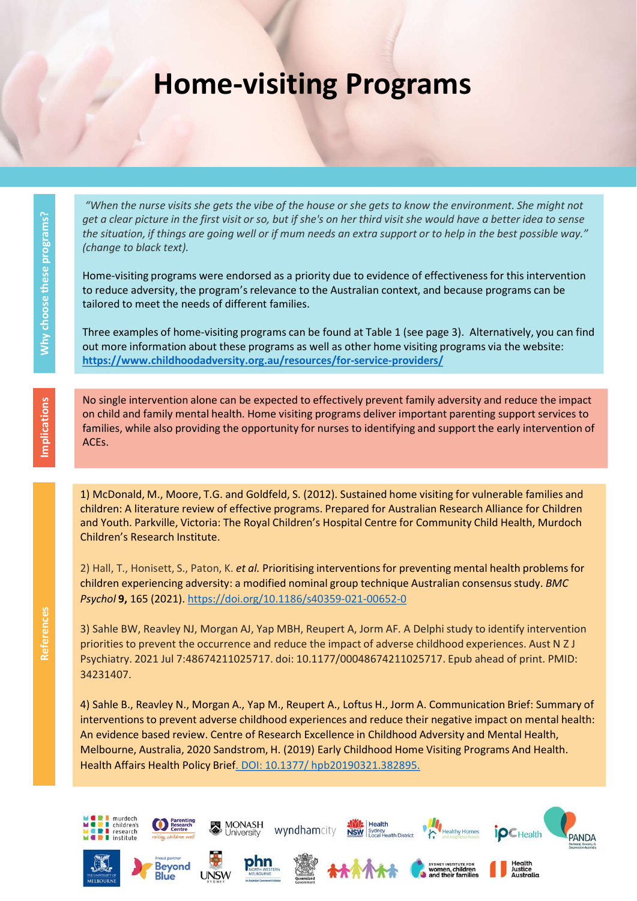# Home-visiting Programs

## Why choose these programs?

*"When the nurse visits she gets the vibe of the house or she gets to know the environment. She might not get a clear picture in the first visit or so, but if she's on her third visit she would have a better idea to sense the situation, if things are going well or if mum needs an extra support or to help in the best possible way." (change to black text).*

Home-visiting programs were endorsed as a priority due to evidence of effectiveness for this intervention to reduce adversity, the program's relevance to the Australian context, and because programs can be tailored to meet the needs of different families.

Three examples of home-visiting programs can be found at Table 1 (see page 3). Alternatively, you can find out more information about these programs as well as other home visiting programs via the website: **https://www.childhoodadversity.org.au/resources/for-service-providers/**

## Implications

No single intervention alone can be expected to effectively prevent family adversity and reduce the impact on child and family mental health. Home visiting programs deliver important parenting support services to families, while also providing the opportunity for nurses to identifying and support the early intervention of ACEs.

## References

1) McDonald, M., Moore, T.G. and Goldfeld, S. (2012). Sustained home visiting for vulnerable families and children: A literature review of effective programs. Prepared for Australian Research Alliance for Children and Youth. Parkville, Victoria: The Royal Children's Hospital Centre for Community Child Health, Murdoch Children's Research Institute.

2) Hall, T., Honisett, S., Paton, K. *et al.* Prioritising interventions for preventing mental health problems for children experiencing adversity: a modified nominal group technique Australian consensus study. *BMC Psychol* **9,** 165 (2021). https://doi.org/10.1186/s40359-021-00652-0

3) Sahle BW, Reavley NJ, Morgan AJ, Yap MBH, Reupert A, Jorm AF. A Delphi study to identify intervention priorities to prevent the occurrence and reduce the impact of adverse childhood experiences. Aust N Z J Psychiatry. 2021 Jul 7:48674211025717. doi: 10.1177/00048674211025717. Epub ahead of print. PMID: 34231407.

4) Sahle B., Reavley N., Morgan A., Yap M., Reupert A., Loftus H., Jorm A. Communication Brief: Summary of interventions to prevent adverse childhood experiences and reduce their negative impact on mental health: An evidence based review. Centre of Research Excellence in Childhood Adversity and Mental Health, Melbourne, Australia, 2020 Sandstrom, H. (2019) Early Childhood Home Visiting Programs And Health. Health Affairs Health Policy Brief. DOI: 10.1377/ hpb20190321.382895.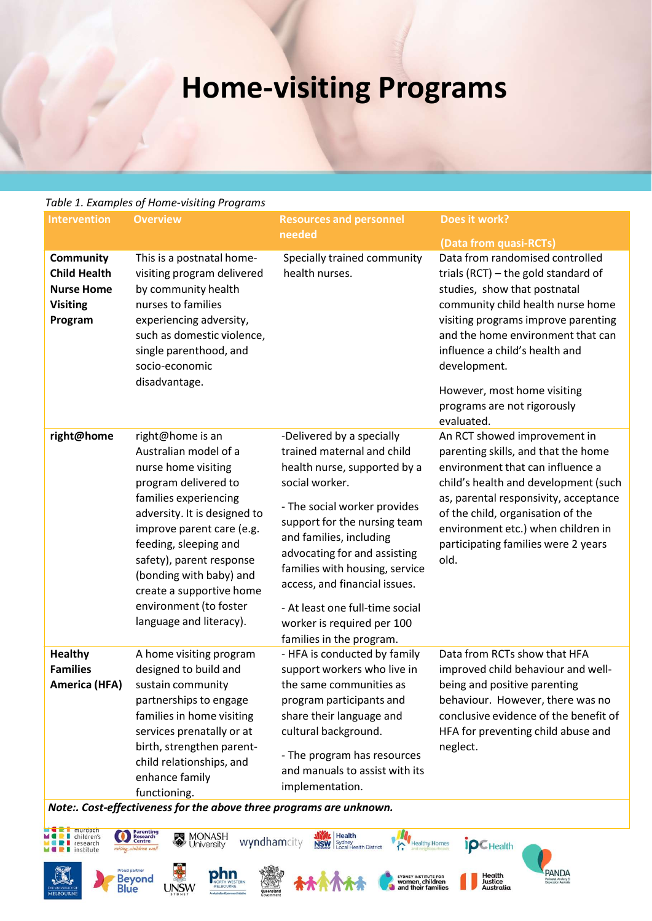# Home-visiting Programs

*Table 1. Examples of Home-visiting Programs*

| Intervention | Overview | Resources and personnel needed | Does it work? (Data from quasi-RCTs) |
|---|---|---|---|
| **Community Child Health Nurse Home Visiting Program** | This is a postnatal home-visiting program delivered by community health nurses to families experiencing adversity, such as domestic violence, single parenthood, and socio-economic disadvantage. | Specially trained community health nurses. | Data from randomised controlled trials (RCT) – the gold standard of studies, show that postnatal community child health nurse home visiting programs improve parenting and the home environment that can influence a child's health and development. However, most home visiting programs are not rigorously evaluated. |
| **right@home** | right@home is an Australian model of a nurse home visiting program delivered to families experiencing adversity. It is designed to improve parent care (e.g. feeding, sleeping and safety), parent response (bonding with baby) and create a supportive home environment (to foster language and literacy). | -Delivered by a specially trained maternal and child health nurse, supported by a social worker. - The social worker provides support for the nursing team and families, including advocating for and assisting families with housing, service access, and financial issues. - At least one full-time social worker is required per 100 families in the program. | An RCT showed improvement in parenting skills, and that the home environment that can influence a child's health and development (such as, parental responsivity, acceptance of the child, organisation of the environment etc.) when children in participating families were 2 years old. |
| **Healthy Families America (HFA)** | A home visiting program designed to build and sustain community partnerships to engage families in home visiting services prenatally or at birth, strengthen parent-child relationships, and enhance family functioning. | - HFA is conducted by family support workers who live in the same communities as program participants and share their language and cultural background. - The program has resources and manuals to assist with its implementation. | Data from RCTs show that HFA improved child behaviour and well-being and positive parenting behaviour. However, there was no conclusive evidence of the benefit of HFA for preventing child abuse and neglect. |

***Note:. Cost-effectiveness for the above three programs are unknown.***